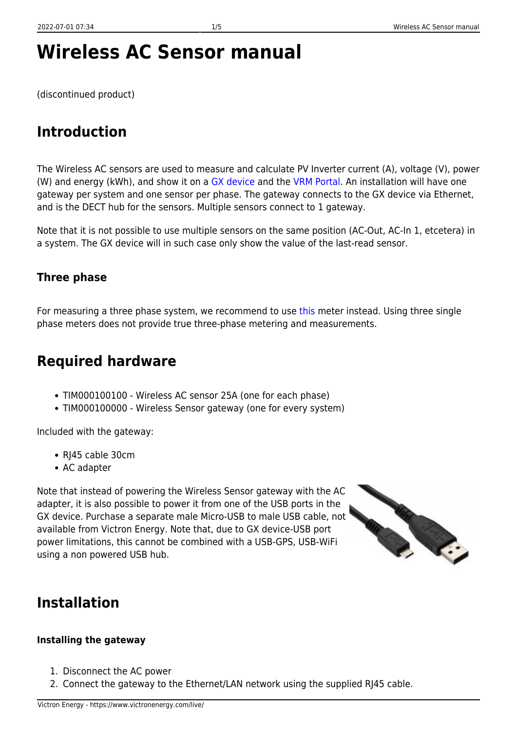# Wireless AC Sensor manual

(discontinued product)

## Introduction

The Wireless AC sensors are used to measure and calculate PV Inverter current (A), voltage (V), power (W) and energy (kWh), and show it on a GX device and the VRM Portal. An installation will have one gateway per system and one sensor per phase. The gateway connects to the GX device via Ethernet, and is the DECT hub for the sensors. Multiple sensors connect to 1 gateway.

Note that it is not possible to use multiple sensors on the same position (AC-Out, AC-In 1, etcetera) in a system. The GX device will in such case only show the value of the last-read sensor.

### Three phase

For measuring a three phase system, we recommend to use this meter instead. Using three single phase meters does not provide true three-phase metering and measurements.

## Required hardware

- TIM000100100 - Wireless AC sensor 25A (one for each phase)
- TIM000100000 - Wireless Sensor gateway (one for every system)

Included with the gateway:

- RJ45 cable 30cm
- AC adapter

Note that instead of powering the Wireless Sensor gateway with the AC adapter, it is also possible to power it from one of the USB ports in the GX device. Purchase a separate male Micro-USB to male USB cable, not available from Victron Energy. Note that, due to GX device-USB port power limitations, this cannot be combined with a USB-GPS, USB-WiFi using a non powered USB hub.

## Installation

#### Installing the gateway

1. Disconnect the AC power
2. Connect the gateway to the Ethernet/LAN network using the supplied RJ45 cable.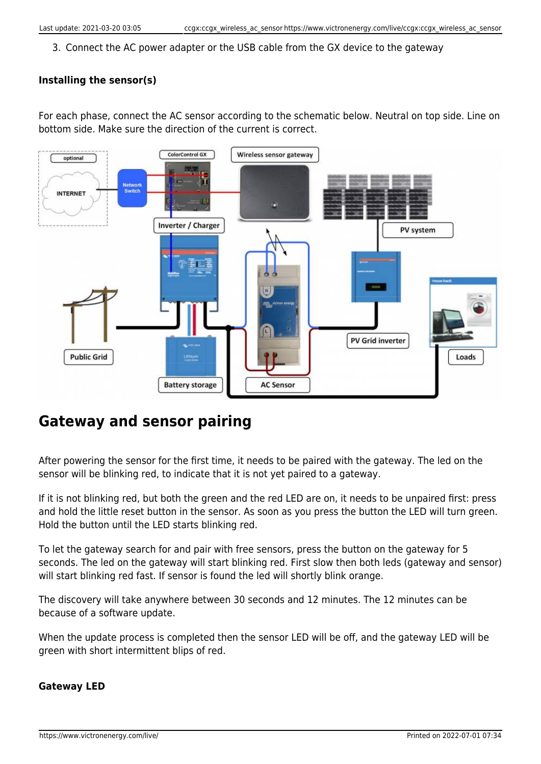3. Connect the AC power adapter or the USB cable from the GX device to the gateway

#### Installing the sensor(s)

For each phase, connect the AC sensor according to the schematic below. Neutral on top side. Line on bottom side. Make sure the direction of the current is correct.

## Gateway and sensor pairing

After powering the sensor for the first time, it needs to be paired with the gateway. The led on the sensor will be blinking red, to indicate that it is not yet paired to a gateway.

If it is not blinking red, but both the green and the red LED are on, it needs to be unpaired first: press and hold the little reset button in the sensor. As soon as you press the button the LED will turn green. Hold the button until the LED starts blinking red.

To let the gateway search for and pair with free sensors, press the button on the gateway for 5 seconds. The led on the gateway will start blinking red. First slow then both leds (gateway and sensor) will start blinking red fast. If sensor is found the led will shortly blink orange.

The discovery will take anywhere between 30 seconds and 12 minutes. The 12 minutes can be because of a software update.

When the update process is completed then the sensor LED will be off, and the gateway LED will be green with short intermittent blips of red.

#### Gateway LED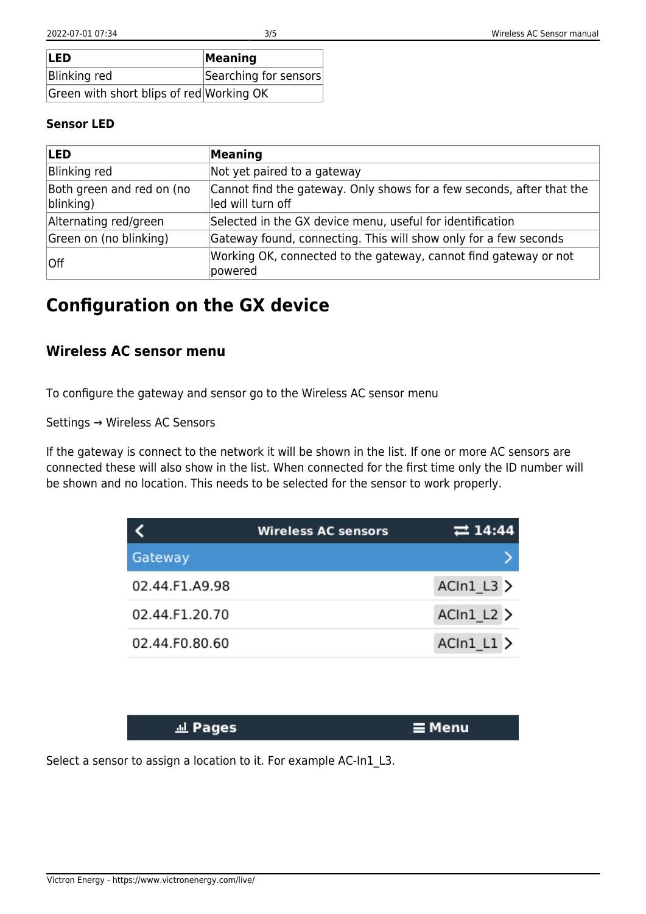| LED | Meaning |
| --- | --- |
| Blinking red | Searching for sensors |
| Green with short blips of red | Working OK |

**Sensor LED**

| LED | Meaning |
| --- | --- |
| Blinking red | Not yet paired to a gateway |
| Both green and red on (no blinking) | Cannot find the gateway. Only shows for a few seconds, after that the led will turn off |
| Alternating red/green | Selected in the GX device menu, useful for identification |
| Green on (no blinking) | Gateway found, connecting. This will show only for a few seconds |
| Off | Working OK, connected to the gateway, cannot find gateway or not powered |

# Configuration on the GX device

## Wireless AC sensor menu

To configure the gateway and sensor go to the Wireless AC sensor menu

Settings → Wireless AC Sensors

If the gateway is connect to the network it will be shown in the list. If one or more AC sensors are connected these will also show in the list. When connected for the first time only the ID number will be shown and no location. This needs to be selected for the sensor to work properly.

| Wireless AC sensors | 14:44 |
| --- | --- |
| Gateway | > |
| 02.44.F1.A9.98 | ACIn1_L3 > |
| 02.44.F1.20.70 | ACIn1_L2 > |
| 02.44.F0.80.60 | ACIn1_L1 > |
| Pages | Menu |

Select a sensor to assign a location to it. For example AC-In1_L3.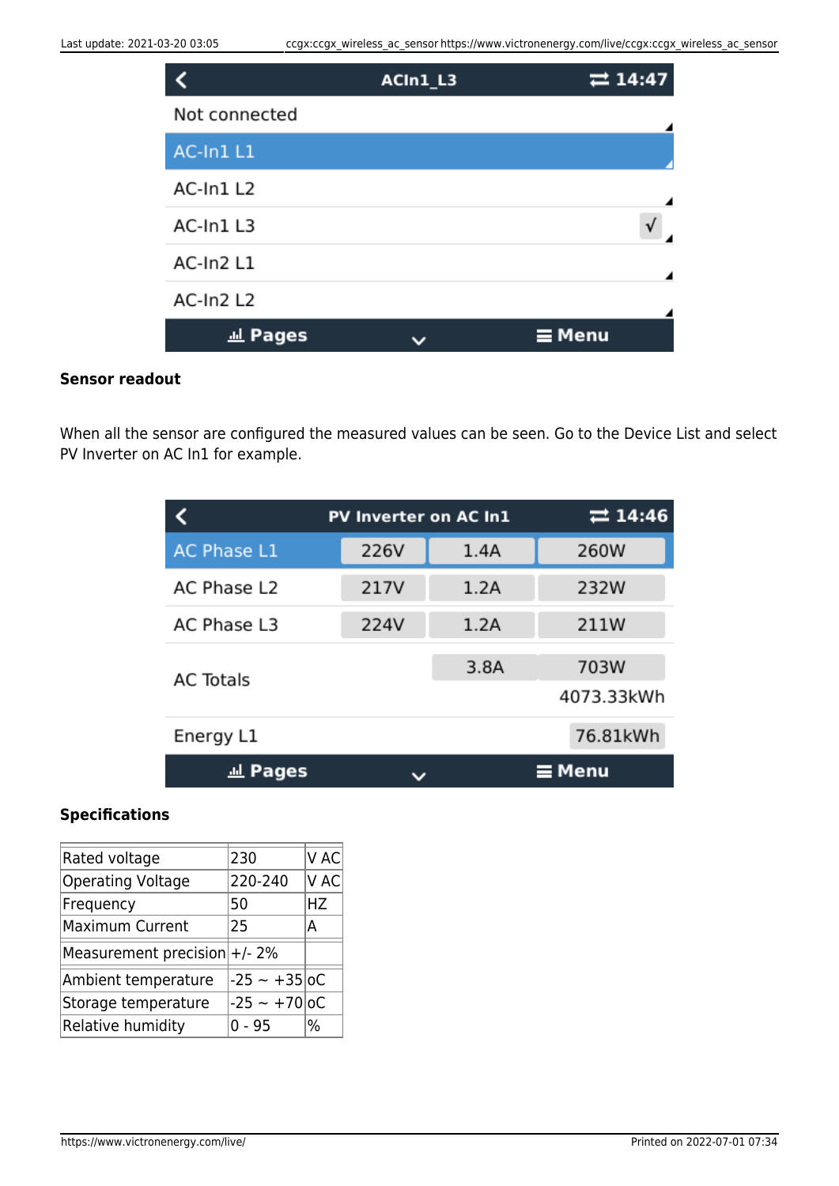ACIn1_L3 14:47

Not connected

AC-In1 L1

AC-In1 L2

AC-In1 L3 √

AC-In2 L1

AC-In2 L2

Pages | Menu

### Sensor readout

When all the sensor are configured the measured values can be seen. Go to the Device List and select PV Inverter on AC In1 for example.

PV Inverter on AC In1 14:46

| | | | |
|---|---|---|---|
| AC Phase L1 | 226V | 1.4A | 260W |
| AC Phase L2 | 217V | 1.2A | 232W |
| AC Phase L3 | 224V | 1.2A | 211W |
| AC Totals | | 3.8A | 703W<br>4073.33kWh |
| Energy L1 | | | 76.81kWh |

Pages | Menu

### Specifications

| | | |
|---|---|---|
| Rated voltage | 230 | V AC |
| Operating Voltage | 220-240 | V AC |
| Frequency | 50 | HZ |
| Maximum Current | 25 | A |
| Measurement precision | +/- 2% | |
| Ambient temperature | -25 ~ +35 | oC |
| Storage temperature | -25 ~ +70 | oC |
| Relative humidity | 0 - 95 | % |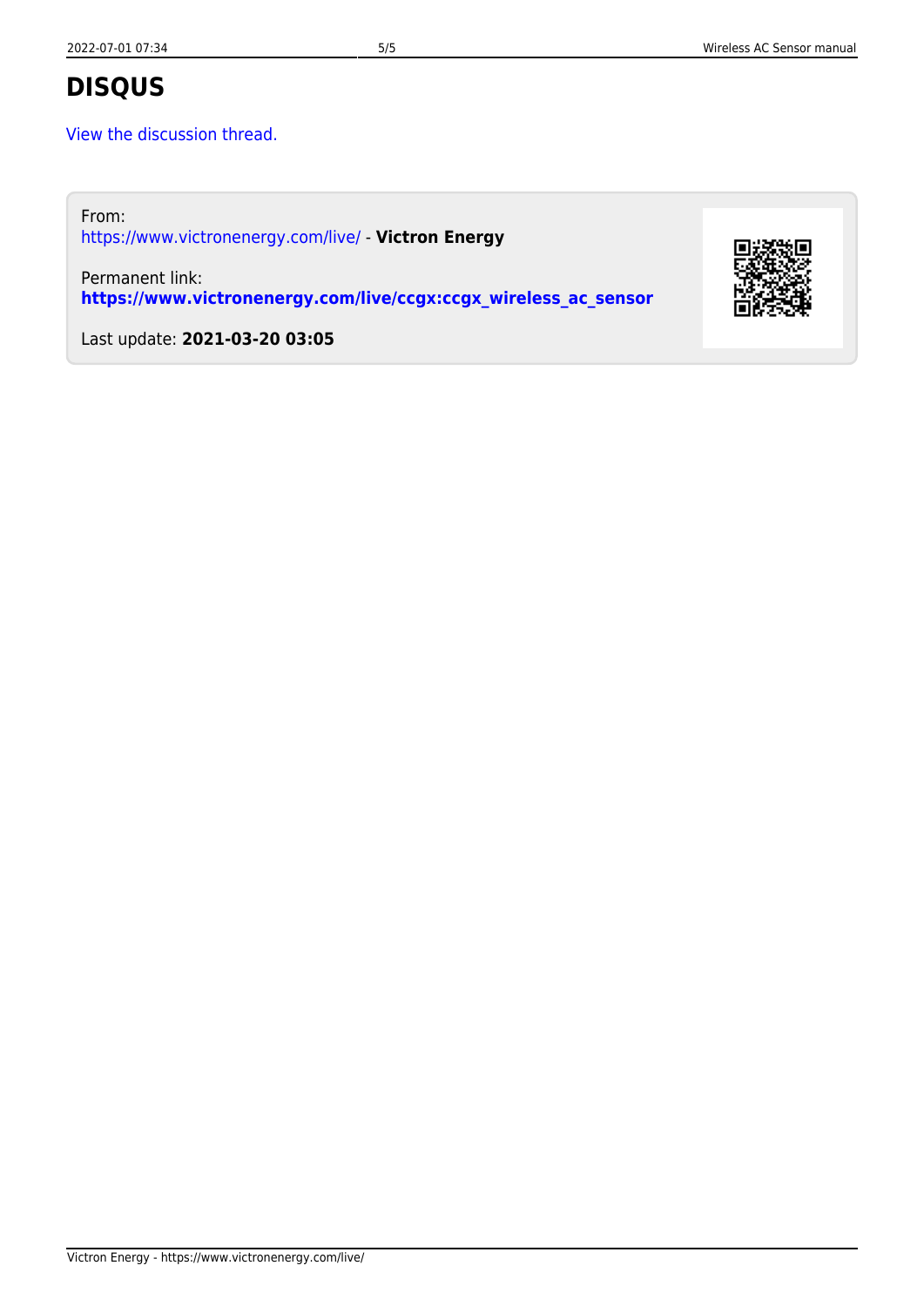# DISQUS

View the discussion thread.

From:
https://www.victronenergy.com/live/ - **Victron Energy**

Permanent link:
**https://www.victronenergy.com/live/ccgx:ccgx_wireless_ac_sensor**

Last update: **2021-03-20 03:05**